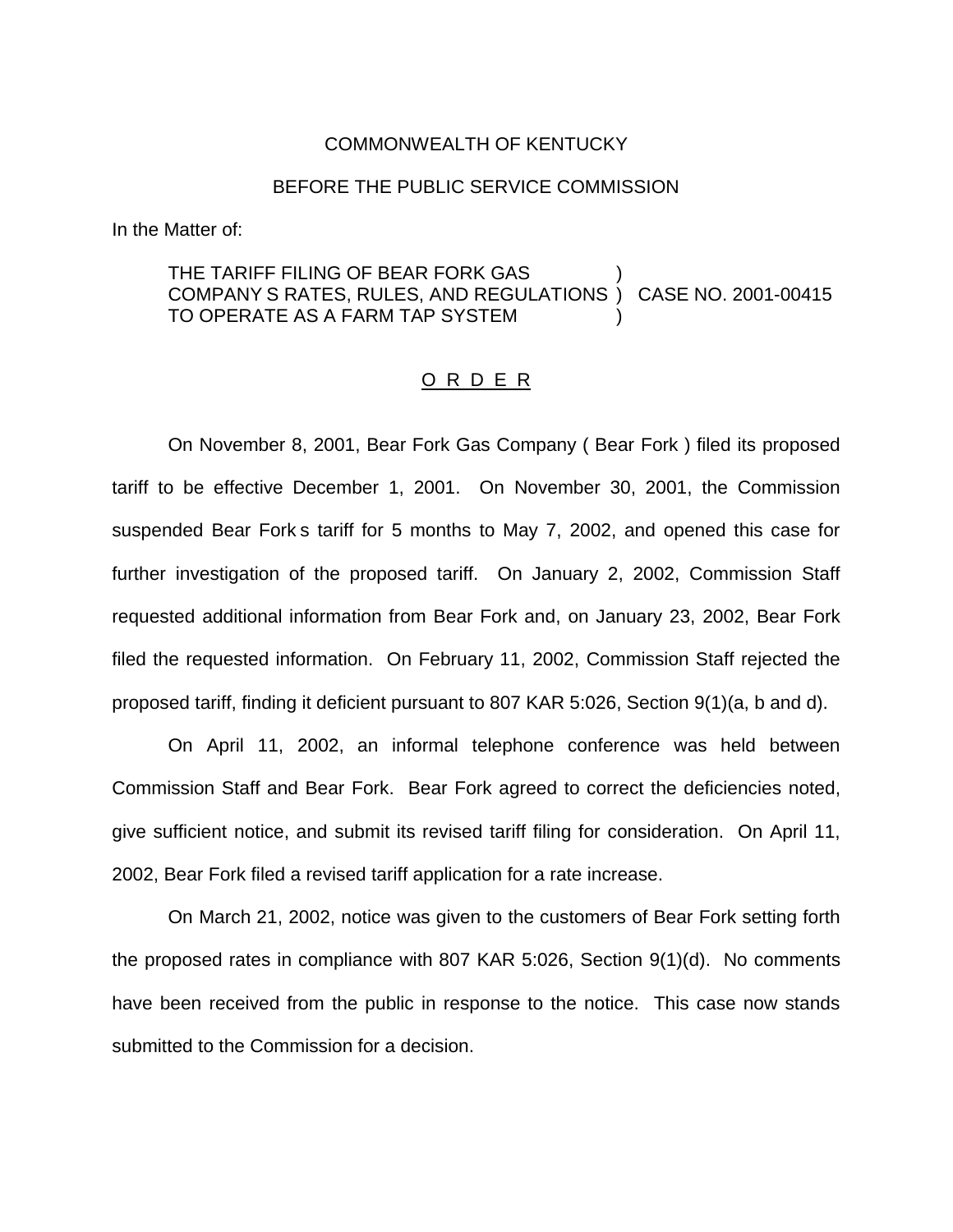COMMONWEALTH OF KENTUCKY

BEFORE THE PUBLIC SERVICE COMMISSION

In the Matter of:

| | | |
|---|---|---|
| THE TARIFF FILING OF BEAR FORK GAS COMPANY S RATES, RULES, AND REGULATIONS TO OPERATE AS A FARM TAP SYSTEM | ) ) ) | CASE NO. 2001-00415 |

O R D E R

On November 8, 2001, Bear Fork Gas Company ( Bear Fork ) filed its proposed tariff to be effective December 1, 2001. On November 30, 2001, the Commission suspended Bear Fork s tariff for 5 months to May 7, 2002, and opened this case for further investigation of the proposed tariff. On January 2, 2002, Commission Staff requested additional information from Bear Fork and, on January 23, 2002, Bear Fork filed the requested information. On February 11, 2002, Commission Staff rejected the proposed tariff, finding it deficient pursuant to 807 KAR 5:026, Section 9(1)(a, b and d).

On April 11, 2002, an informal telephone conference was held between Commission Staff and Bear Fork. Bear Fork agreed to correct the deficiencies noted, give sufficient notice, and submit its revised tariff filing for consideration. On April 11, 2002, Bear Fork filed a revised tariff application for a rate increase.

On March 21, 2002, notice was given to the customers of Bear Fork setting forth the proposed rates in compliance with 807 KAR 5:026, Section 9(1)(d). No comments have been received from the public in response to the notice. This case now stands submitted to the Commission for a decision.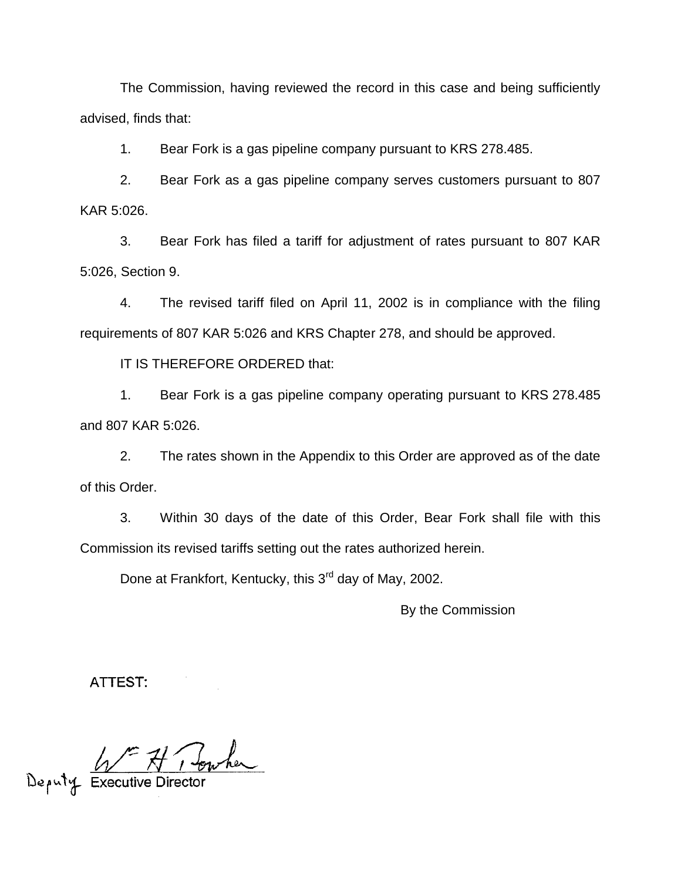The Commission, having reviewed the record in this case and being sufficiently advised, finds that:

1. Bear Fork is a gas pipeline company pursuant to KRS 278.485.

2. Bear Fork as a gas pipeline company serves customers pursuant to 807 KAR 5:026.

3. Bear Fork has filed a tariff for adjustment of rates pursuant to 807 KAR 5:026, Section 9.

4. The revised tariff filed on April 11, 2002 is in compliance with the filing requirements of 807 KAR 5:026 and KRS Chapter 278, and should be approved.

IT IS THEREFORE ORDERED that:

1. Bear Fork is a gas pipeline company operating pursuant to KRS 278.485 and 807 KAR 5:026.

2. The rates shown in the Appendix to this Order are approved as of the date of this Order.

3. Within 30 days of the date of this Order, Bear Fork shall file with this Commission its revised tariffs setting out the rates authorized herein.

Done at Frankfort, Kentucky, this 3rd day of May, 2002.

By the Commission

ATTEST:

Deputy Executive Director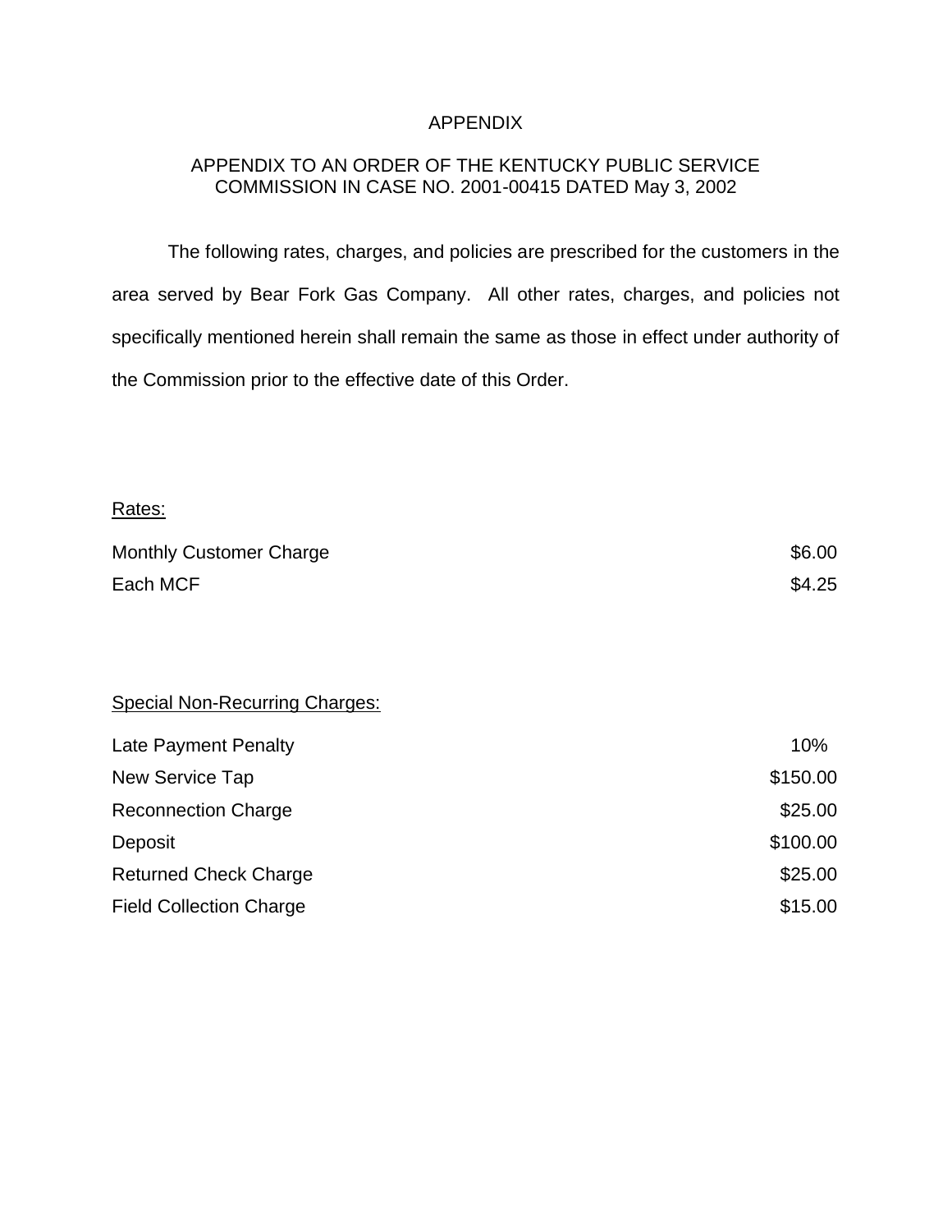# APPENDIX

## APPENDIX TO AN ORDER OF THE KENTUCKY PUBLIC SERVICE COMMISSION IN CASE NO. 2001-00415 DATED May 3, 2002

The following rates, charges, and policies are prescribed for the customers in the area served by Bear Fork Gas Company. All other rates, charges, and policies not specifically mentioned herein shall remain the same as those in effect under authority of the Commission prior to the effective date of this Order.

<u>Rates:</u>

| | |
|---|---|
| Monthly Customer Charge | $6.00 |
| Each MCF | $4.25 |

<u>Special Non-Recurring Charges:</u>

| | |
|---|---|
| Late Payment Penalty | 10% |
| New Service Tap | $150.00 |
| Reconnection Charge | $25.00 |
| Deposit | $100.00 |
| Returned Check Charge | $25.00 |
| Field Collection Charge | $15.00 |